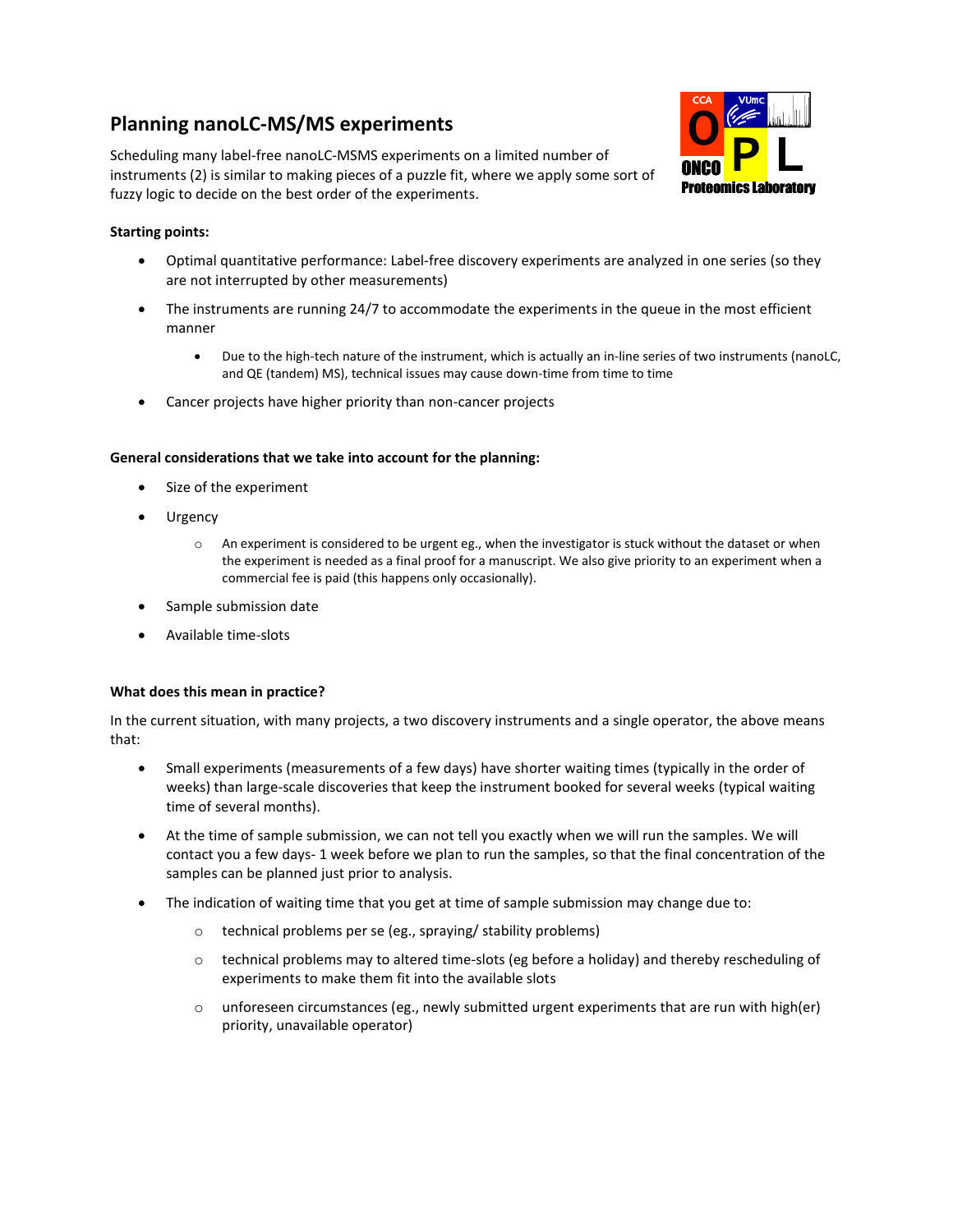# Planning nanoLC-MS/MS experiments

Scheduling many label-free nanoLC-MSMS experiments on a limited number of instruments (2) is similar to making pieces of a puzzle fit, where we apply some sort of fuzzy logic to decide on the best order of the experiments.

**Starting points:**

- Optimal quantitative performance: Label-free discovery experiments are analyzed in one series (so they are not interrupted by other measurements)
- The instruments are running 24/7 to accommodate the experiments in the queue in the most efficient manner
  - Due to the high-tech nature of the instrument, which is actually an in-line series of two instruments (nanoLC, and QE (tandem) MS), technical issues may cause down-time from time to time
- Cancer projects have higher priority than non-cancer projects

**General considerations that we take into account for the planning:**

- Size of the experiment
- Urgency
  - An experiment is considered to be urgent eg., when the investigator is stuck without the dataset or when the experiment is needed as a final proof for a manuscript. We also give priority to an experiment when a commercial fee is paid (this happens only occasionally).
- Sample submission date
- Available time-slots

**What does this mean in practice?**

In the current situation, with many projects, a two discovery instruments and a single operator, the above means that:

- Small experiments (measurements of a few days) have shorter waiting times (typically in the order of weeks) than large-scale discoveries that keep the instrument booked for several weeks (typical waiting time of several months).
- At the time of sample submission, we can not tell you exactly when we will run the samples. We will contact you a few days- 1 week before we plan to run the samples, so that the final concentration of the samples can be planned just prior to analysis.
- The indication of waiting time that you get at time of sample submission may change due to:
  - technical problems per se (eg., spraying/ stability problems)
  - technical problems may to altered time-slots (eg before a holiday) and thereby rescheduling of experiments to make them fit into the available slots
  - unforeseen circumstances (eg., newly submitted urgent experiments that are run with high(er) priority, unavailable operator)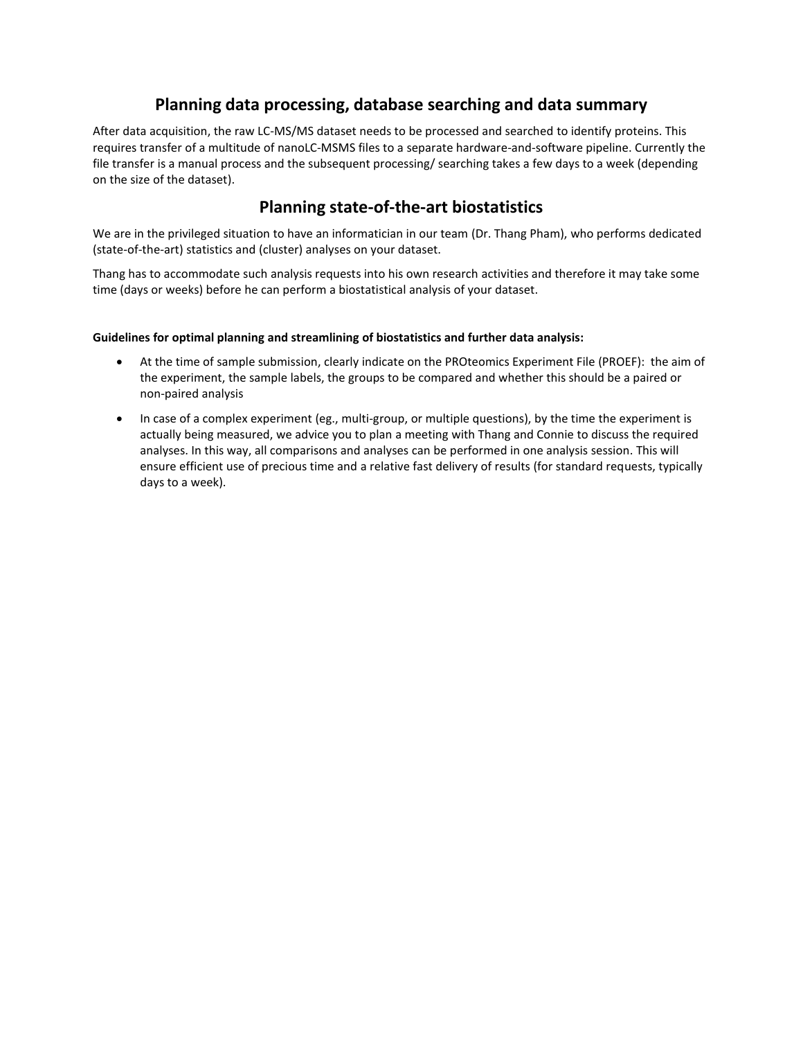## Planning data processing, database searching and data summary

After data acquisition, the raw LC-MS/MS dataset needs to be processed and searched to identify proteins. This requires transfer of a multitude of nanoLC-MSMS files to a separate hardware-and-software pipeline. Currently the file transfer is a manual process and the subsequent processing/ searching takes a few days to a week (depending on the size of the dataset).

## Planning state-of-the-art biostatistics

We are in the privileged situation to have an informatician in our team (Dr. Thang Pham), who performs dedicated (state-of-the-art) statistics and (cluster) analyses on your dataset.

Thang has to accommodate such analysis requests into his own research activities and therefore it may take some time (days or weeks) before he can perform a biostatistical analysis of your dataset.

**Guidelines for optimal planning and streamlining of biostatistics and further data analysis:**

- At the time of sample submission, clearly indicate on the PROteomics Experiment File (PROEF): the aim of the experiment, the sample labels, the groups to be compared and whether this should be a paired or non-paired analysis
- In case of a complex experiment (eg., multi-group, or multiple questions), by the time the experiment is actually being measured, we advice you to plan a meeting with Thang and Connie to discuss the required analyses. In this way, all comparisons and analyses can be performed in one analysis session. This will ensure efficient use of precious time and a relative fast delivery of results (for standard requests, typically days to a week).